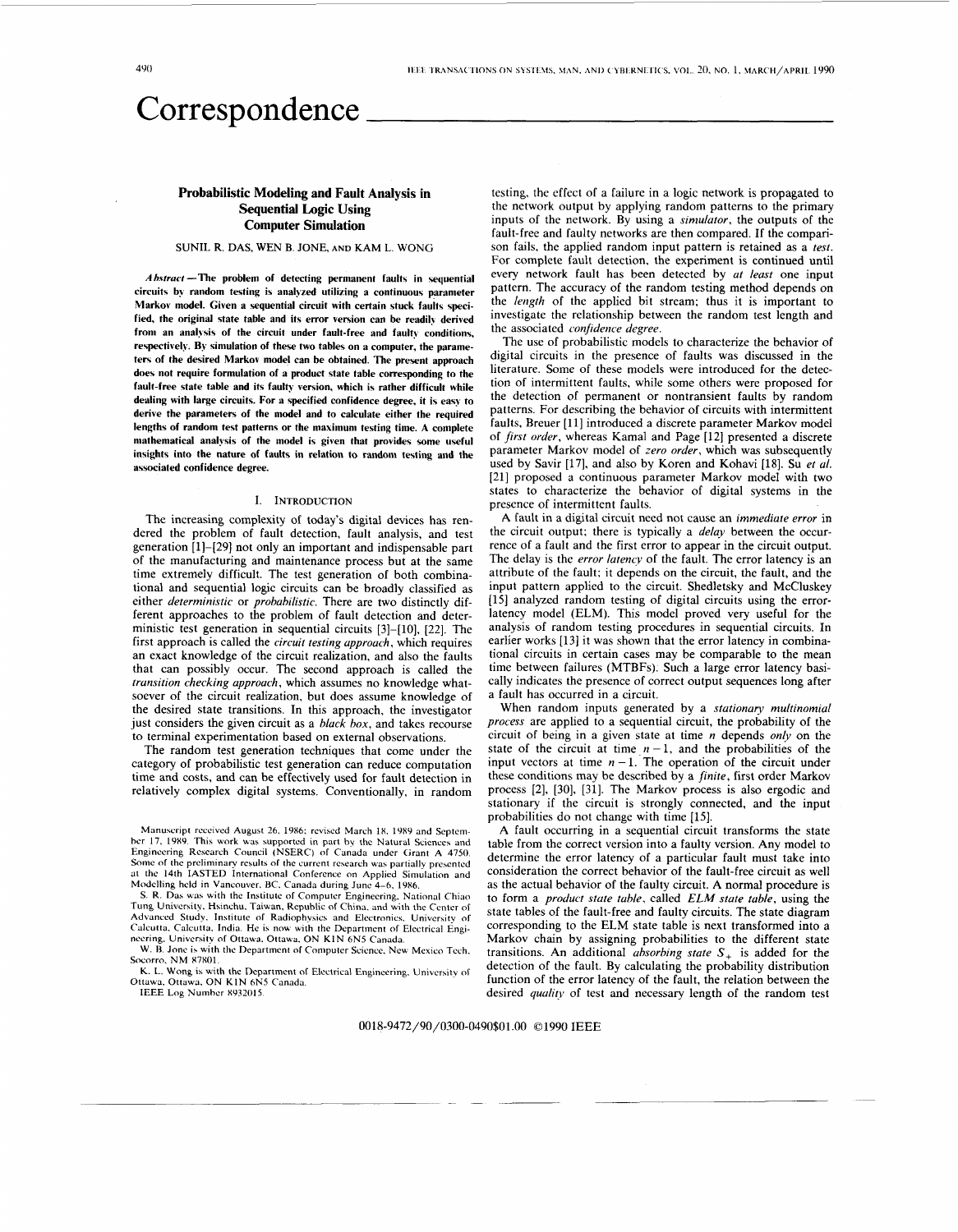# Correspondence

## Probabilistic Modeling and Fault Analysis in Sequential Logic Using Computer Simulation

SUNIL R. DAS, WEN B. JONE, AND KAM L. WONG

*Abstract* —**The problem of detecting permanent faults in sequential circuits by random testing is analyzed utilizing a continuous parameter Markov model. Given a sequential circuit with certain stuck faults specified, the original state table and its error version can be readily derived from an analysis of the circuit under fault-free and faulty conditions, respectively. By simulation of these two tables on a computer, the parameters of the desired Markov model can be obtained. The present approach does not require formulation of a product state table corresponding to the fault-free state table and its faulty version, which is rather difficult while dealing with large circuits. For a specified confidence degree, it is easy to derive the parameters of the model and to calculate either the required lengths of random test patterns or the maximum testing time. A complete mathematical analysis of the model is given that provides some useful insights into the nature of faults in relation to random testing and the associated confidence degree.**

### I. INTRODUCTION

The increasing complexity of today's digital devices has rendered the problem of fault detection, fault analysis, and test generation [1]–[29] not only an important and indispensable part of the manufacturing and maintenance process but at the same time extremely difficult. The test generation of both combinational and sequential logic circuits can be broadly classified as either *deterministic* or *probabilistic*. There are two distinctly different approaches to the problem of fault detection and deterministic test generation in sequential circuits [3]–[10], [22]. The first approach is called the *circuit testing approach*, which requires an exact knowledge of the circuit realization, and also the faults that can possibly occur. The second approach is called the *transition checking approach*, which assumes no knowledge whatsoever of the circuit realization, but does assume knowledge of the desired state transitions. In this approach, the investigator just considers the given circuit as a *black box*, and takes recourse to terminal experimentation based on external observations.

The random test generation techniques that come under the category of probabilistic test generation can reduce computation time and costs, and can be effectively used for fault detection in relatively complex digital systems. Conventionally, in random testing, the effect of a failure in a logic network is propagated to the network output by applying random patterns to the primary inputs of the network. By using a *simulator*, the outputs of the fault-free and faulty networks are then compared. If the comparison fails, the applied random input pattern is retained as a *test*. For complete fault detection, the experiment is continued until every network fault has been detected by *at least* one input pattern. The accuracy of the random testing method depends on the *length* of the applied bit stream; thus it is important to investigate the relationship between the random test length and the associated *confidence degree*.

The use of probabilistic models to characterize the behavior of digital circuits in the presence of faults was discussed in the literature. Some of these models were introduced for the detection of intermittent faults, while some others were proposed for the detection of permanent or nontransient faults by random patterns. For describing the behavior of circuits with intermittent faults, Breuer [11] introduced a discrete parameter Markov model of *first order*, whereas Kamal and Page [12] presented a discrete parameter Markov model of *zero order*, which was subsequently used by Savir [17], and also by Koren and Kohavi [18]. Su *et al.* [21] proposed a continuous parameter Markov model with two states to characterize the behavior of digital systems in the presence of intermittent faults.

A fault in a digital circuit need not cause an *immediate error* in the circuit output; there is typically a *delay* between the occurrence of a fault and the first error to appear in the circuit output. The delay is the *error latency* of the fault. The error latency is an attribute of the fault; it depends on the circuit, the fault, and the input pattern applied to the circuit. Shedletsky and McCluskey [15] analyzed random testing of digital circuits using the error-latency model (ELM). This model proved very useful for the analysis of random testing procedures in sequential circuits. In earlier works [13] it was shown that the error latency in combinational circuits in certain cases may be comparable to the mean time between failures (MTBFs). Such a large error latency basically indicates the presence of correct output sequences long after a fault has occurred in a circuit.

When random inputs generated by a *stationary multinomial process* are applied to a sequential circuit, the probability of the circuit of being in a given state at time $n$ depends *only* on the state of the circuit at time $n-1$, and the probabilities of the input vectors at time $n-1$. The operation of the circuit under these conditions may be described by a *finite*, first order Markov process [2], [30], [31]. The Markov process is also ergodic and stationary if the circuit is strongly connected, and the input probabilities do not change with time [15].

A fault occurring in a sequential circuit transforms the state table from the correct version into a faulty version. Any model to determine the error latency of a particular fault must take into consideration the correct behavior of the fault-free circuit as well as the actual behavior of the faulty circuit. A normal procedure is to form a *product state table*, called *ELM state table*, using the state tables of the fault-free and faulty circuits. The state diagram corresponding to the ELM state table is next transformed into a Markov chain by assigning probabilities to the different state transitions. An additional *absorbing state* $S_+$ is added for the detection of the fault. By calculating the probability distribution function of the error latency of the fault, the relation between the desired *quality* of test and necessary length of the random test

Manuscript received August 26, 1986; revised March 18, 1989 and September 17, 1989. This work was supported in part by the Natural Sciences and Engineering Research Council (NSERC) of Canada under Grant A 4750. Some of the preliminary results of the current research was partially presented at the 14th IASTED International Conference on Applied Simulation and Modelling held in Vancouver, BC, Canada during June 4–6, 1986.

S. R. Das was with the Institute of Computer Engineering, National Chiao Tung University, Hsinchu, Taiwan, Republic of China, and with the Center of Advanced Study, Institute of Radiophysics and Electronics, University of Calcutta, Calcutta, India. He is now with the Department of Electrical Engineering, University of Ottawa, Ottawa, ON K1N 6N5 Canada.

W. B. Jone is with the Department of Computer Science, New Mexico Tech, Socorro, NM 87801.

K. L. Wong is with the Department of Electrical Engineering, University of Ottawa, Ottawa, ON K1N 6N5 Canada.

IEEE Log Number 8932015.

0018-9472/90/0300-0490$01.00 ©1990 IEEE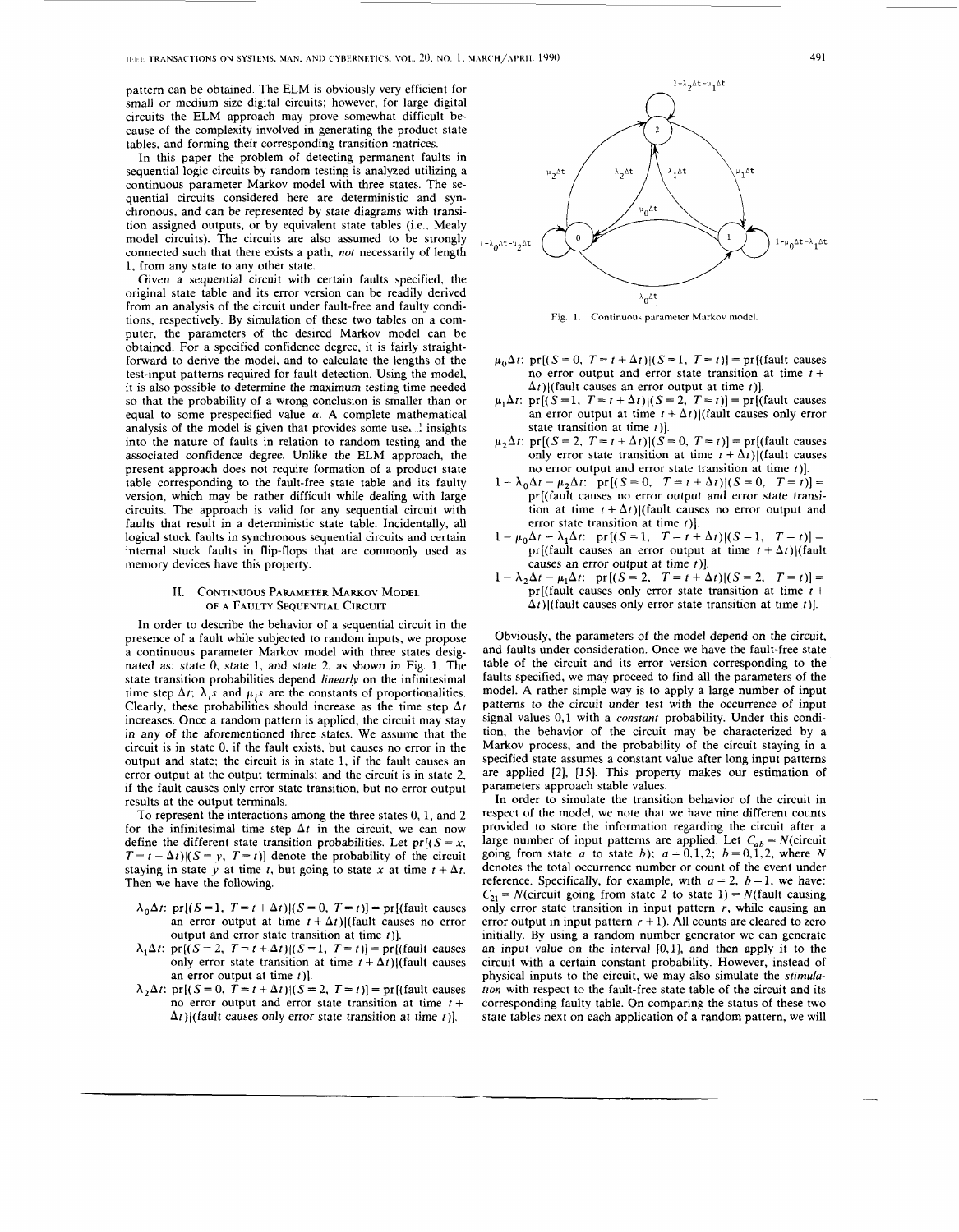pattern can be obtained. The ELM is obviously very efficient for small or medium size digital circuits; however, for large digital circuits the ELM approach may prove somewhat difficult because of the complexity involved in generating the product state tables, and forming their corresponding transition matrices.

In this paper the problem of detecting permanent faults in sequential logic circuits by random testing is analyzed utilizing a continuous parameter Markov model with three states. The sequential circuits considered here are deterministic and synchronous, and can be represented by state diagrams with transition assigned outputs, or by equivalent state tables (i.e., Mealy model circuits). The circuits are also assumed to be strongly connected such that there exists a path, *not* necessarily of length 1, from any state to any other state.

Given a sequential circuit with certain faults specified, the original state table and its error version can be readily derived from an analysis of the circuit under fault-free and faulty conditions, respectively. By simulation of these two tables on a computer, the parameters of the desired Markov model can be obtained. For a specified confidence degree, it is fairly straightforward to derive the model, and to calculate the lengths of the test-input patterns required for fault detection. Using the model, it is also possible to determine the maximum testing time needed so that the probability of a wrong conclusion is smaller than or equal to some prespecified value $\alpha$. A complete mathematical analysis of the model is given that provides some useful insights into the nature of faults in relation to random testing and the associated confidence degree. Unlike the ELM approach, the present approach does not require formation of a product state table corresponding to the fault-free state table and its faulty version, which may be rather difficult while dealing with large circuits. The approach is valid for any sequential circuit with faults that result in a deterministic state table. Incidentally, all logical stuck faults in synchronous sequential circuits and certain internal stuck faults in flip-flops that are commonly used as memory devices have this property.

## II. Continuous Parameter Markov Model of a Faulty Sequential Circuit

In order to describe the behavior of a sequential circuit in the presence of a fault while subjected to random inputs, we propose a continuous parameter Markov model with three states designated as: state 0, state 1, and state 2, as shown in Fig. 1. The state transition probabilities depend *linearly* on the infinitesimal time step $\Delta t$; $\lambda_i$s and $\mu_j$s are the constants of proportionalities. Clearly, these probabilities should increase as the time step $\Delta t$ increases. Once a random pattern is applied, the circuit may stay in any of the aforementioned three states. We assume that the circuit is in state 0, if the fault exists, but causes no error in the output and state; the circuit is in state 1, if the fault causes an error output at the output terminals; and the circuit is in state 2, if the fault causes only error state transition, but no error output results at the output terminals.

To represent the interactions among the three states 0, 1, and 2 for the infinitesimal time step $\Delta t$ in the circuit, we can now define the different state transition probabilities. Let $\mathrm{pr}[(S=x, T=t+\Delta t)|(S=y, T=t)]$ denote the probability of the circuit staying in state $y$ at time $t$, but going to state $x$ at time $t+\Delta t$. Then we have the following.

$\lambda_0 \Delta t$: $\mathrm{pr}[(S=1, T=t+\Delta t)|(S=0, T=t)] = \mathrm{pr}$[(fault causes an error output at time $t+\Delta t$)|(fault causes no error output and error state transition at time $t$)].

$\lambda_1 \Delta t$: $\mathrm{pr}[(S=2, T=t+\Delta t)|(S=1, T=t)] = \mathrm{pr}$[(fault causes only error state transition at time $t+\Delta t$)|(fault causes an error output at time $t$)].

$\lambda_2 \Delta t$: $\mathrm{pr}[(S=0, T=t+\Delta t)|(S=2, T=t)] = \mathrm{pr}$[(fault causes no error output and error state transition at time $t+\Delta t$)|(fault causes only error state transition at time $t$)].

1−λ₂Δt−μ₁Δt

μ₂Δt λ₂Δt λ₁Δt μ₁Δt

μ₀Δt

1−λ₀Δt−μ₂Δt 0 1 1−μ₀Δt−λ₁Δt

2

λ₀Δt

Fig. 1. Continuous parameter Markov model.

$\mu_0 \Delta t$: $\mathrm{pr}[(S=0, T=t+\Delta t)|(S=1, T=t)] = \mathrm{pr}$[(fault causes no error output and error state transition at time $t+\Delta t$)|(fault causes an error output at time $t$)].

$\mu_1 \Delta t$: $\mathrm{pr}[(S=1, T=t+\Delta t)|(S=2, T=t)] = \mathrm{pr}$[(fault causes an error output at time $t+\Delta t$)|(fault causes only error state transition at time $t$)].

$\mu_2 \Delta t$: $\mathrm{pr}[(S=2, T=t+\Delta t)|(S=0, T=t)] = \mathrm{pr}$[(fault causes only error state transition at time $t+\Delta t$)|(fault causes no error output and error state transition at time $t$)].

$1-\lambda_0 \Delta t - \mu_2 \Delta t$: $\mathrm{pr}[(S=0, T=t+\Delta t)|(S=0, T=t)] = \mathrm{pr}$[(fault causes no error output and error state transition at time $t+\Delta t$)|(fault causes no error output and error state transition at time $t$)].

$1-\mu_0 \Delta t - \lambda_1 \Delta t$: $\mathrm{pr}[(S=1, T=t+\Delta t)|(S=1, T=t)] = \mathrm{pr}$[(fault causes an error output at time $t+\Delta t$)|(fault causes an error output at time $t$)].

$1-\lambda_2 \Delta t - \mu_1 \Delta t$: $\mathrm{pr}[(S=2, T=t+\Delta t)|(S=2, T=t)] = \mathrm{pr}$[(fault causes only error state transition at time $t+\Delta t$)|(fault causes only error state transition at time $t$)].

Obviously, the parameters of the model depend on the circuit, and faults under consideration. Once we have the fault-free state table of the circuit and its error version corresponding to the faults specified, we may proceed to find all the parameters of the model. A rather simple way is to apply a large number of input patterns to the circuit under test with the occurrence of input signal values 0,1 with a *constant* probability. Under this condition, the behavior of the circuit may be characterized by a Markov process, and the probability of the circuit staying in a specified state assumes a constant value after long input patterns are applied [2], [15]. This property makes our estimation of parameters approach stable values.

In order to simulate the transition behavior of the circuit in respect of the model, we note that we have nine different counts provided to store the information regarding the circuit after a large number of input patterns are applied. Let $C_{ab} = N$(circuit going from state $a$ to state $b$); $a = 0,1,2$; $b = 0,1,2$, where $N$ denotes the total occurrence number or count of the event under reference. Specifically, for example, with $a=2$, $b=1$, we have: $C_{21} = N$(circuit going from state 2 to state 1) $= N$(fault causing only error state transition in input pattern $r$, while causing an error output in input pattern $r+1$). All counts are cleared to zero initially. By using a random number generator we can generate an input value on the interval [0,1], and then apply it to the circuit with a certain constant probability. However, instead of physical inputs to the circuit, we may also simulate the *stimulation* with respect to the fault-free state table of the circuit and its corresponding faulty table. On comparing the status of these two state tables next on each application of a random pattern, we will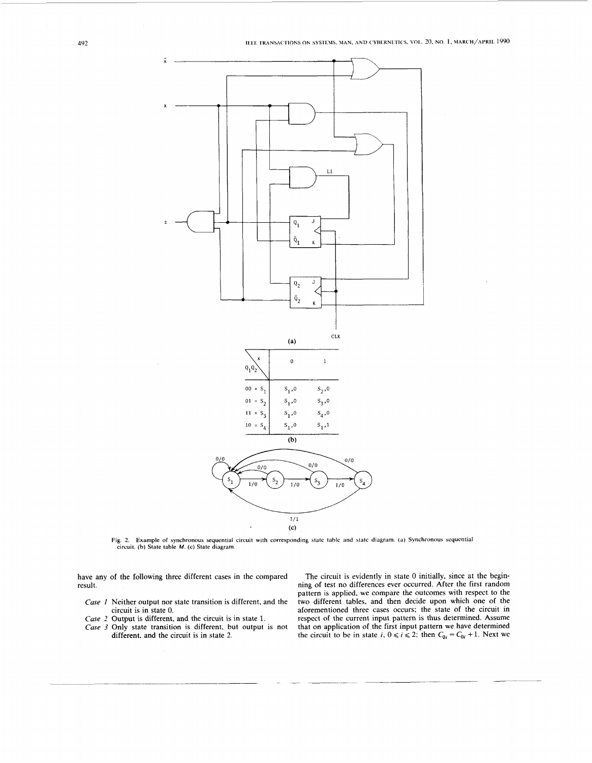| $Q_1Q_2$ \ x | 0 | 1 |
|---|---|---|
| 00 = $S_1$ | $S_1$,0 | $S_2$,0 |
| 01 = $S_2$ | $S_1$,0 | $S_3$,0 |
| 11 = $S_3$ | $S_1$,0 | $S_4$,0 |
| 10 = $S_4$ | $S_1$,0 | $S_1$,1 |

Fig. 2. Example of synchronous sequential circuit with corresponding state table and state diagram. (a) Synchronous sequential circuit. (b) State table $M$. (c) State diagram.

have any of the following three different cases in the compared result.

*Case 1* Neither output nor state transition is different, and the circuit is in state 0.

*Case 2* Output is different, and the circuit is in state 1.

*Case 3* Only state transition is different, but output is not different, and the circuit is in state 2.

The circuit is evidently in state 0 initially, since at the beginning of test no differences ever occurred. After the first random pattern is applied, we compare the outcomes with respect to the two different tables, and then decide upon which one of the aforementioned three cases occurs; the state of the circuit in respect of the current input pattern is thus determined. Assume that on application of the first input pattern we have determined the circuit to be in state $i$, $0 \leqslant i \leqslant 2$; then $C_{0i} = C_{0i} + 1$. Next we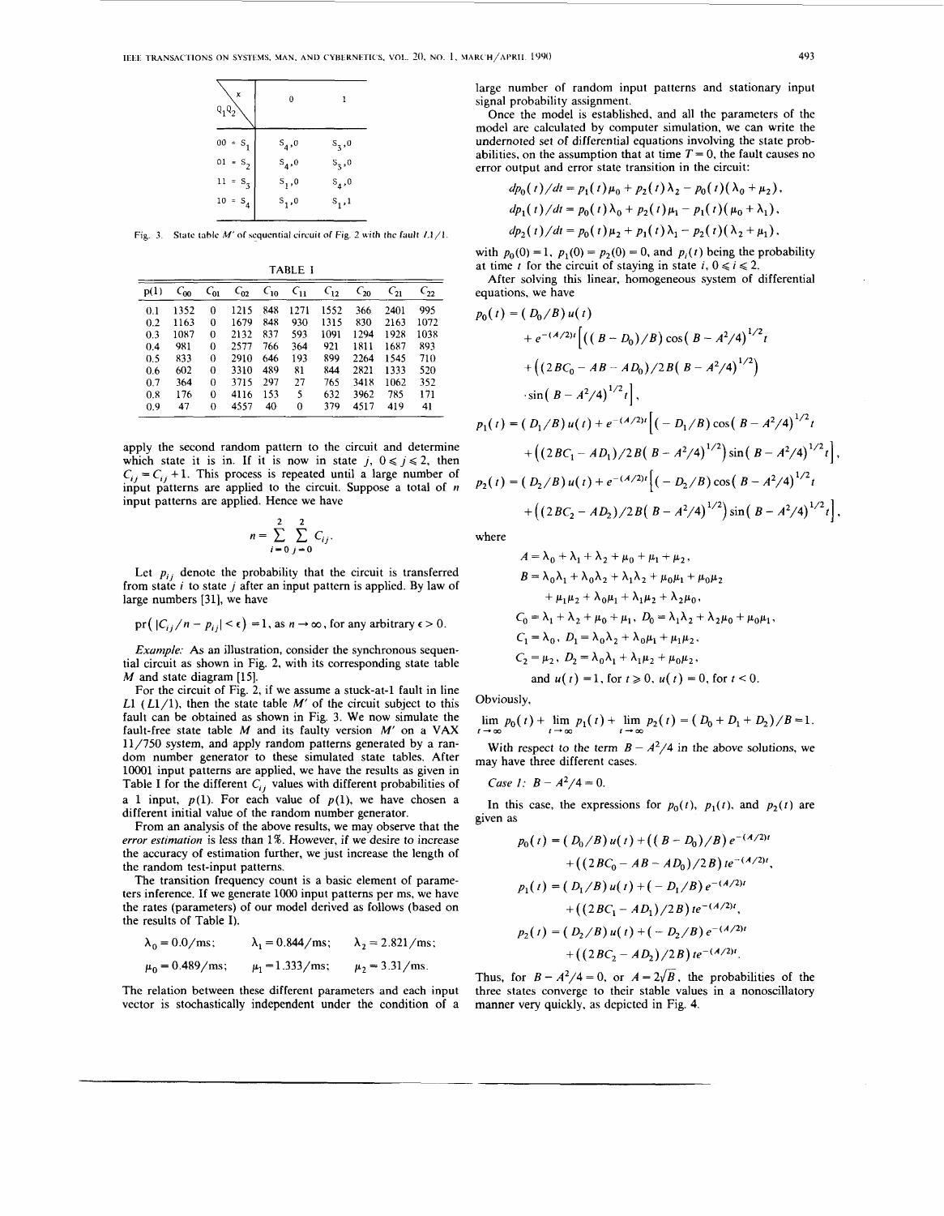| $Q_1Q_2$ \ x | 0 | 1 |
|---|---|---|
| 00 = $S_1$ | $S_4$,0 | $S_3$,0 |
| 01 = $S_2$ | $S_4$,0 | $S_3$,0 |
| 11 = $S_3$ | $S_1$,0 | $S_4$,0 |
| 10 = $S_4$ | $S_1$,0 | $S_1$,1 |

Fig. 3. State table $M'$ of sequential circuit of Fig. 2 with the fault $L1/1$.

TABLE I

| p(1) | $C_{00}$ | $C_{01}$ | $C_{02}$ | $C_{10}$ | $C_{11}$ | $C_{12}$ | $C_{20}$ | $C_{21}$ | $C_{22}$ |
|---|---|---|---|---|---|---|---|---|---|
| 0.1 | 1352 | 0 | 1215 | 848 | 1271 | 1552 | 366 | 2401 | 995 |
| 0.2 | 1163 | 0 | 1679 | 848 | 930 | 1315 | 830 | 2163 | 1072 |
| 0.3 | 1087 | 0 | 2132 | 837 | 593 | 1091 | 1294 | 1928 | 1038 |
| 0.4 | 981 | 0 | 2577 | 766 | 364 | 921 | 1811 | 1687 | 893 |
| 0.5 | 833 | 0 | 2910 | 646 | 193 | 899 | 2264 | 1545 | 710 |
| 0.6 | 602 | 0 | 3310 | 489 | 81 | 844 | 2821 | 1333 | 520 |
| 0.7 | 364 | 0 | 3715 | 297 | 27 | 765 | 3418 | 1062 | 352 |
| 0.8 | 176 | 0 | 4116 | 153 | 5 | 632 | 3962 | 785 | 171 |
| 0.9 | 47 | 0 | 4557 | 40 | 0 | 379 | 4517 | 419 | 41 |

apply the second random pattern to the circuit and determine which state it is in. If it is now in state $j$, $0 \leqslant j \leqslant 2$, then $C_{ij} = C_{ij} + 1$. This process is repeated until a large number of input patterns are applied to the circuit. Suppose a total of $n$ input patterns are applied. Hence we have

$$n = \sum_{i=0}^{2} \sum_{j=0}^{2} C_{ij}.$$

Let $p_{ij}$ denote the probability that the circuit is transferred from state $i$ to state $j$ after an input pattern is applied. By law of large numbers [31], we have

$$\text{pr}\left( |C_{ij}/n - p_{ij}| < \epsilon \right) = 1, \text{ as } n \to \infty, \text{ for any arbitrary } \epsilon > 0.$$

*Example:* As an illustration, consider the synchronous sequential circuit as shown in Fig. 2, with its corresponding state table $M$ and state diagram [15].

For the circuit of Fig. 2, if we assume a stuck-at-1 fault in line $L1$ ($L1/1$), then the state table $M'$ of the circuit subject to this fault can be obtained as shown in Fig. 3. We now simulate the fault-free state table $M$ and its faulty version $M'$ on a VAX 11/750 system, and apply random patterns generated by a random number generator to these simulated state tables. After 10001 input patterns are applied, we have the results as given in Table I for the different $C_{ij}$ values with different probabilities of a 1 input, $p(1)$. For each value of $p(1)$, we have chosen a different initial value of the random number generator.

From an analysis of the above results, we may observe that the *error estimation* is less than 1%. However, if we desire to increase the accuracy of estimation further, we just increase the length of the random test-input patterns.

The transition frequency count is a basic element of parameters inference. If we generate 1000 input patterns per ms, we have the rates (parameters) of our model derived as follows (based on the results of Table I).

$$\lambda_0 = 0.0/\text{ms}; \quad \lambda_1 = 0.844/\text{ms}; \quad \lambda_2 = 2.821/\text{ms};$$
$$\mu_0 = 0.489/\text{ms}; \quad \mu_1 = 1.333/\text{ms}; \quad \mu_2 = 3.31/\text{ms}.$$

The relation between these different parameters and each input vector is stochastically independent under the condition of a large number of random input patterns and stationary input signal probability assignment.

Once the model is established, and all the parameters of the model are calculated by computer simulation, we can write the undernoted set of differential equations involving the state probabilities, on the assumption that at time $T = 0$, the fault causes no error output and error state transition in the circuit:

$$dp_0(t)/dt = p_1(t)\mu_0 + p_2(t)\lambda_2 - p_0(t)(\lambda_0 + \mu_2),$$
$$dp_1(t)/dt = p_0(t)\lambda_0 + p_2(t)\mu_1 - p_1(t)(\mu_0 + \lambda_1),$$
$$dp_2(t)/dt = p_0(t)\mu_2 + p_1(t)\lambda_1 - p_2(t)(\lambda_2 + \mu_1),$$

with $p_0(0) = 1$, $p_1(0) = p_2(0) = 0$, and $p_i(t)$ being the probability at time $t$ for the circuit of staying in state $i$, $0 \leqslant i \leqslant 2$.

After solving this linear, homogeneous system of differential equations, we have

$$p_0(t) = (D_0/B)u(t) + e^{-(A/2)t}\Big[\big((B - D_0)/B\big)\cos\big(B - A^2/4\big)^{1/2}t + \Big(\big(2BC_0 - AB - AD_0\big)/2B\big(B - A^2/4\big)^{1/2}\Big) \cdot \sin\big(B - A^2/4\big)^{1/2}t\Big],$$

$$p_1(t) = (D_1/B)u(t) + e^{-(A/2)t}\Big[(-D_1/B)\cos\big(B - A^2/4\big)^{1/2}t + \Big(\big(2BC_1 - AD_1\big)/2B\big(B - A^2/4\big)^{1/2}\Big)\sin\big(B - A^2/4\big)^{1/2}t\Big],$$

$$p_2(t) = (D_2/B)u(t) + e^{-(A/2)t}\Big[(-D_2/B)\cos\big(B - A^2/4\big)^{1/2}t + \Big(\big(2BC_2 - AD_2\big)/2B\big(B - A^2/4\big)^{1/2}\Big)\sin\big(B - A^2/4\big)^{1/2}t\Big],$$

where

$$A = \lambda_0 + \lambda_1 + \lambda_2 + \mu_0 + \mu_1 + \mu_2,$$
$$B = \lambda_0\lambda_1 + \lambda_0\lambda_2 + \lambda_1\lambda_2 + \mu_0\mu_1 + \mu_0\mu_2 + \mu_1\mu_2 + \lambda_0\mu_1 + \lambda_1\mu_2 + \lambda_2\mu_0,$$
$$C_0 = \lambda_1 + \lambda_2 + \mu_0 + \mu_1, \; D_0 = \lambda_1\lambda_2 + \lambda_2\mu_0 + \mu_0\mu_1,$$
$$C_1 = \lambda_0, \; D_1 = \lambda_0\lambda_2 + \lambda_0\mu_1 + \mu_1\mu_2,$$
$$C_2 = \mu_2, \; D_2 = \lambda_0\lambda_1 + \lambda_1\mu_2 + \mu_0\mu_2,$$
$$\text{and } u(t) = 1, \text{ for } t \geqslant 0, \; u(t) = 0, \text{ for } t < 0.$$

Obviously,

$$\lim_{t\to\infty} p_0(t) + \lim_{t\to\infty} p_1(t) + \lim_{t\to\infty} p_2(t) = (D_0 + D_1 + D_2)/B = 1.$$

With respect to the term $B - A^2/4$ in the above solutions, we may have three different cases.

*Case 1:* $B - A^2/4 = 0$.

In this case, the expressions for $p_0(t)$, $p_1(t)$, and $p_2(t)$ are given as

$$p_0(t) = (D_0/B)u(t) + \big((B - D_0)/B\big)e^{-(A/2)t} + \big((2BC_0 - AB - AD_0)/2B\big)te^{-(A/2)t},$$

$$p_1(t) = (D_1/B)u(t) + (-D_1/B)e^{-(A/2)t} + \big((2BC_1 - AD_1)/2B\big)te^{-(A/2)t},$$

$$p_2(t) = (D_2/B)u(t) + (-D_2/B)e^{-(A/2)t} + \big((2BC_2 - AD_2)/2B\big)te^{-(A/2)t}.$$

Thus, for $B - A^2/4 = 0$, or $A = 2\sqrt{B}$, the probabilities of the three states converge to their stable values in a nonoscillatory manner very quickly, as depicted in Fig. 4.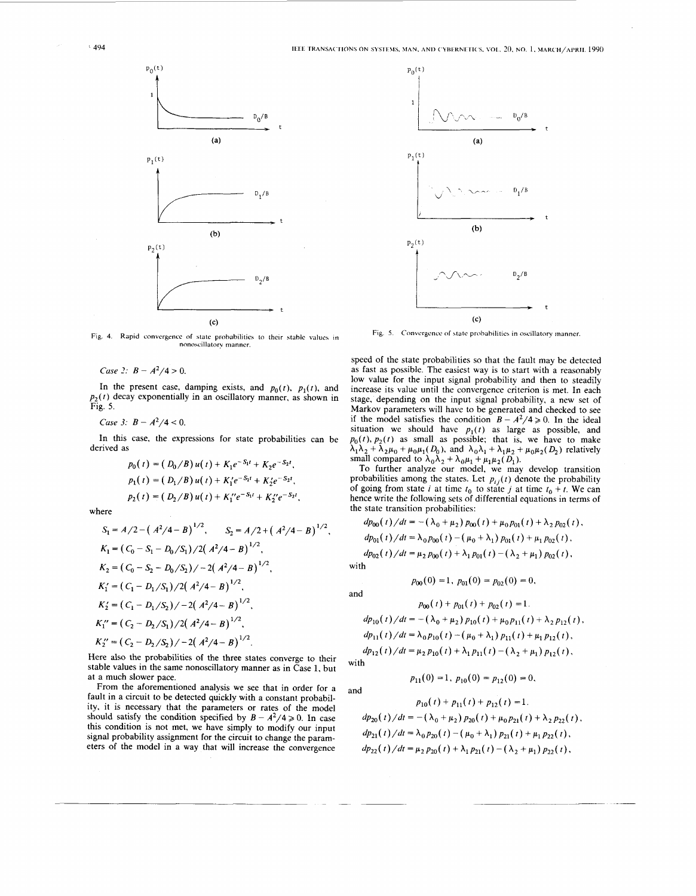Fig. 4. Rapid convergence of state probabilities to their stable values in nonoscillatory manner.

Fig. 5. Convergence of state probabilities in oscillatory manner.

*Case 2:* $B - A^2/4 > 0$.

In the present case, damping exists, and $p_0(t)$, $p_1(t)$, and $p_2(t)$ decay exponentially in an oscillatory manner, as shown in Fig. 5.

*Case 3:* $B - A^2/4 < 0$.

In this case, the expressions for state probabilities can be derived as

$$p_0(t) = (D_0/B)\,u(t) + K_1 e^{-S_1 t} + K_2 e^{-S_2 t},$$

$$p_1(t) = (D_1/B)\,u(t) + K_1' e^{-S_1 t} + K_2' e^{-S_2 t},$$

$$p_2(t) = (D_2/B)\,u(t) + K_1'' e^{-S_1 t} + K_2'' e^{-S_2 t},$$

where

$$S_1 = A/2 - (A^2/4 - B)^{1/2}, \qquad S_2 = A/2 + (A^2/4 - B)^{1/2},$$

$$K_1 = (C_0 - S_1 - D_0/S_1)/2(A^2/4 - B)^{1/2},$$

$$K_2 = (C_0 - S_2 - D_0/S_2)/-2(A^2/4 - B)^{1/2},$$

$$K_1' = (C_1 - D_1/S_1)/2(A^2/4 - B)^{1/2},$$

$$K_2' = (C_1 - D_1/S_2)/-2(A^2/4 - B)^{1/2},$$

$$K_1'' = (C_2 - D_2/S_1)/2(A^2/4 - B)^{1/2},$$

$$K_2'' = (C_2 - D_2/S_2)/-2(A^2/4 - B)^{1/2}.$$

Here also the probabilities of the three states converge to their stable values in the same nonoscillatory manner as in Case 1, but at a much slower pace.

From the aforementioned analysis we see that in order for a fault in a circuit to be detected quickly with a constant probability, it is necessary that the parameters or rates of the model should satisfy the condition specified by $B - A^2/4 \geq 0$. In case this condition is not met, we have simply to modify our input signal probability assignment for the circuit to change the parameters of the model in a way that will increase the convergence speed of the state probabilities so that the fault may be detected as fast as possible. The easiest way is to start with a reasonably low value for the input signal probability and then to steadily increase its value until the convergence criterion is met. In each stage, depending on the input signal probability, a new set of Markov parameters will have to be generated and checked to see if the model satisfies the condition $B - A^2/4 \geq 0$. In the ideal situation we should have $p_1(t)$ as large as possible, and $p_0(t)$, $p_2(t)$ as small as possible; that is, we have to make $\lambda_1\lambda_2 + \lambda_2\mu_0 + \mu_0\mu_1(D_0)$, and $\lambda_0\lambda_1 + \lambda_1\mu_2 + \mu_0\mu_2(D_2)$ relatively small compared to $\lambda_0\lambda_2 + \lambda_0\mu_1 + \mu_1\mu_2(D_1)$.

To further analyze our model, we may develop transition probabilities among the states. Let $p_{ij}(t)$ denote the probability of going from state $i$ at time $t_0$ to state $j$ at time $t_0 + t$. We can hence write the following sets of differential equations in terms of the state transition probabilities:

$$dp_{00}(t)/dt = -(\lambda_0 + \mu_2)\,p_{00}(t) + \mu_0 p_{01}(t) + \lambda_2 p_{02}(t),$$

$$dp_{01}(t)/dt = \lambda_0 p_{00}(t) - (\mu_0 + \lambda_1)\,p_{01}(t) + \mu_1 p_{02}(t),$$

$$dp_{02}(t)/dt = \mu_2 p_{00}(t) + \lambda_1 p_{01}(t) - (\lambda_2 + \mu_1)\,p_{02}(t),$$

with

$$p_{00}(0) = 1, \quad p_{01}(0) = p_{02}(0) = 0,$$

and

$$p_{00}(t) + p_{01}(t) + p_{02}(t) = 1.$$

$$dp_{10}(t)/dt = -(\lambda_0 + \mu_2)\,p_{10}(t) + \mu_0 p_{11}(t) + \lambda_2 p_{12}(t),$$

$$dp_{11}(t)/dt = \lambda_0 p_{10}(t) - (\mu_0 + \lambda_1)\,p_{11}(t) + \mu_1 p_{12}(t),$$

$$dp_{12}(t)/dt = \mu_2 p_{10}(t) + \lambda_1 p_{11}(t) - (\lambda_2 + \mu_1)\,p_{12}(t),$$

with

$$p_{11}(0) = 1, \quad p_{10}(0) = p_{12}(0) = 0,$$

and

$$p_{10}(t) + p_{11}(t) + p_{12}(t) = 1.$$

$$dp_{20}(t)/dt = -(\lambda_0 + \mu_2)\,p_{20}(t) + \mu_0 p_{21}(t) + \lambda_2 p_{22}(t),$$

$$dp_{21}(t)/dt = \lambda_0 p_{20}(t) - (\mu_0 + \lambda_1)\,p_{21}(t) + \mu_1 p_{22}(t),$$

$$dp_{22}(t)/dt = \mu_2 p_{20}(t) + \lambda_1 p_{21}(t) - (\lambda_2 + \mu_1)\,p_{22}(t),$$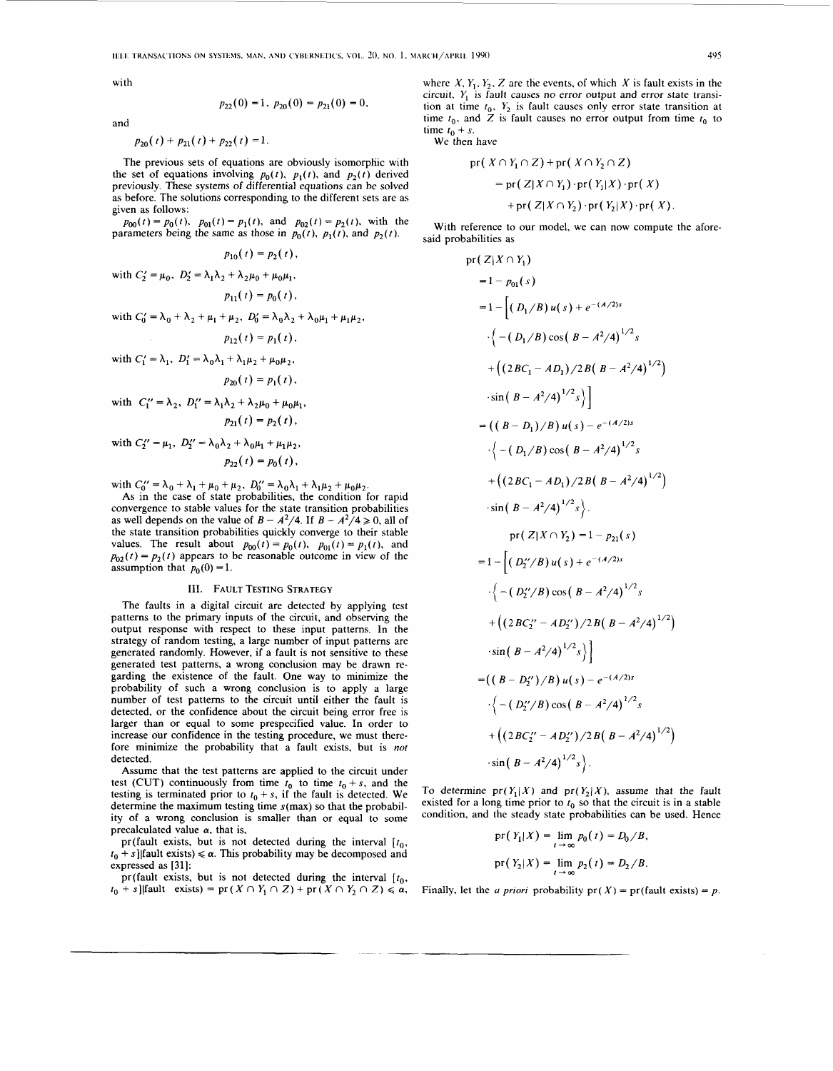with

$$p_{22}(0) = 1, \; p_{20}(0) = p_{21}(0) = 0,$$

and

$$p_{20}(t) + p_{21}(t) + p_{22}(t) = 1.$$

The previous sets of equations are obviously isomorphic with the set of equations involving $p_0(t)$, $p_1(t)$, and $p_2(t)$ derived previously. These systems of differential equations can be solved as before. The solutions corresponding to the different sets are as given as follows:

$p_{00}(t) = p_0(t)$, $p_{01}(t) = p_1(t)$, and $p_{02}(t) = p_2(t)$, with the parameters being the same as those in $p_0(t)$, $p_1(t)$, and $p_2(t)$.

$$p_{10}(t) = p_2(t),$$

with $C_2' = \mu_0$, $D_2' = \lambda_1\lambda_2 + \lambda_2\mu_0 + \mu_0\mu_1$,

$$p_{11}(t) = p_0(t),$$

with $C_0' = \lambda_0 + \lambda_2 + \mu_1 + \mu_2$, $D_0' = \lambda_0\lambda_2 + \lambda_0\mu_1 + \mu_1\mu_2$,

$$p_{12}(t) = p_1(t),$$

with $C_1' = \lambda_1$, $D_1' = \lambda_0\lambda_1 + \lambda_1\mu_2 + \mu_0\mu_2$,

$$p_{20}(t) = p_1(t),$$

with $C_1'' = \lambda_2$, $D_1'' = \lambda_1\lambda_2 + \lambda_2\mu_0 + \mu_0\mu_1$,

$$p_{21}(t) = p_2(t),$$

with $C_2'' = \mu_1$, $D_2'' = \lambda_0\lambda_2 + \lambda_0\mu_1 + \mu_1\mu_2$,

$$p_{22}(t) = p_0(t),$$

with $C_0'' = \lambda_0 + \lambda_1 + \mu_0 + \mu_2$, $D_0'' = \lambda_0\lambda_1 + \lambda_1\mu_2 + \mu_0\mu_2$.

As in the case of state probabilities, the condition for rapid convergence to stable values for the state transition probabilities as well depends on the value of $B - A^2/4$. If $B - A^2/4 \geq 0$, all of the state transition probabilities quickly converge to their stable values. The result about $p_{00}(t) = p_0(t)$, $p_{01}(t) = p_1(t)$, and $p_{02}(t) = p_2(t)$ appears to be reasonable outcome in view of the assumption that $p_0(0) = 1$.

## III. Fault Testing Strategy

The faults in a digital circuit are detected by applying test patterns to the primary inputs of the circuit, and observing the output response with respect to these input patterns. In the strategy of random testing, a large number of input patterns are generated randomly. However, if a fault is not sensitive to these generated test patterns, a wrong conclusion may be drawn regarding the existence of the fault. One way to minimize the probability of such a wrong conclusion is to apply a large number of test patterns to the circuit until either the fault is detected, or the confidence about the circuit being error free is larger than or equal to some prespecified value. In order to increase our confidence in the testing procedure, we must therefore minimize the probability that a fault exists, but is *not* detected.

Assume that the test patterns are applied to the circuit under test (CUT) continuously from time $t_0$ to time $t_0 + s$, and the testing is terminated prior to $t_0 + s$, if the fault is detected. We determine the maximum testing time $s(\max)$ so that the probability of a wrong conclusion is smaller than or equal to some precalculated value $\alpha$, that is,

pr(fault exists, but is not detected during the interval $[t_0, t_0 + s]$|fault exists) $\leq \alpha$. This probability may be decomposed and expressed as [31]:

pr(fault exists, but is not detected during the interval $[t_0, t_0 + s]$|fault exists) $= \text{pr}(X \cap Y_1 \cap Z) + \text{pr}(X \cap Y_2 \cap Z) \leq \alpha$, where $X, Y_1, Y_2, Z$ are the events, of which $X$ is fault exists in the circuit, $Y_1$ is fault causes no error output and error state transition at time $t_0$, $Y_2$ is fault causes only error state transition at time $t_0$, and $Z$ is fault causes no error output from time $t_0$ to time $t_0 + s$.

We then have

$$\begin{aligned}
\text{pr}(X \cap Y_1 \cap Z) + \text{pr}(X \cap Y_2 \cap Z) &= \text{pr}(Z|X \cap Y_1) \cdot \text{pr}(Y_1|X) \cdot \text{pr}(X) \\
&\quad + \text{pr}(Z|X \cap Y_2) \cdot \text{pr}(Y_2|X) \cdot \text{pr}(X).
\end{aligned}$$

With reference to our model, we can now compute the aforesaid probabilities as

$$\begin{aligned}
\text{pr}(Z|X \cap Y_1) &= 1 - p_{01}(s) \\
&= 1 - \Big[(D_1/B)u(s) + e^{-(A/2)s} \\
&\quad \cdot \Big\{-(D_1/B)\cos(B - A^2/4)^{1/2}s \\
&\quad + \big((2BC_1 - AD_1)/2B(B - A^2/4)^{1/2}\big) \\
&\quad \cdot \sin(B - A^2/4)^{1/2}s\Big\}\Big] \\
&= ((B - D_1)/B)u(s) - e^{-(A/2)s} \\
&\quad \cdot \Big\{-(D_1/B)\cos(B - A^2/4)^{1/2}s \\
&\quad + \big((2BC_1 - AD_1)/2B(B - A^2/4)^{1/2}\big) \\
&\quad \cdot \sin(B - A^2/4)^{1/2}s\Big\}.
\end{aligned}$$

$$\begin{aligned}
\text{pr}(Z|X \cap Y_2) &= 1 - p_{21}(s) \\
&= 1 - \Big[(D_2''/B)u(s) + e^{-(A/2)s} \\
&\quad \cdot \Big\{-(D_2''/B)\cos(B - A^2/4)^{1/2}s \\
&\quad + \big((2BC_2'' - AD_2'')/2B(B - A^2/4)^{1/2}\big) \\
&\quad \cdot \sin(B - A^2/4)^{1/2}s\Big\}\Big] \\
&= ((B - D_2'')/B)u(s) - e^{-(A/2)s} \\
&\quad \cdot \Big\{-(D_2''/B)\cos(B - A^2/4)^{1/2}s \\
&\quad + \big((2BC_2'' - AD_2'')/2B(B - A^2/4)^{1/2}\big) \\
&\quad \cdot \sin(B - A^2/4)^{1/2}s\Big\}.
\end{aligned}$$

To determine $\text{pr}(Y_1|X)$ and $\text{pr}(Y_2|X)$, assume that the fault existed for a long time prior to $t_0$ so that the circuit is in a stable condition, and the steady state probabilities can be used. Hence

$$\text{pr}(Y_1|X) = \lim_{t \to \infty} p_0(t) = D_0/B,$$

$$\text{pr}(Y_2|X) = \lim_{t \to \infty} p_2(t) = D_2/B.$$

Finally, let the *a priori* probability $\text{pr}(X) = \text{pr}(\text{fault exists}) = p$.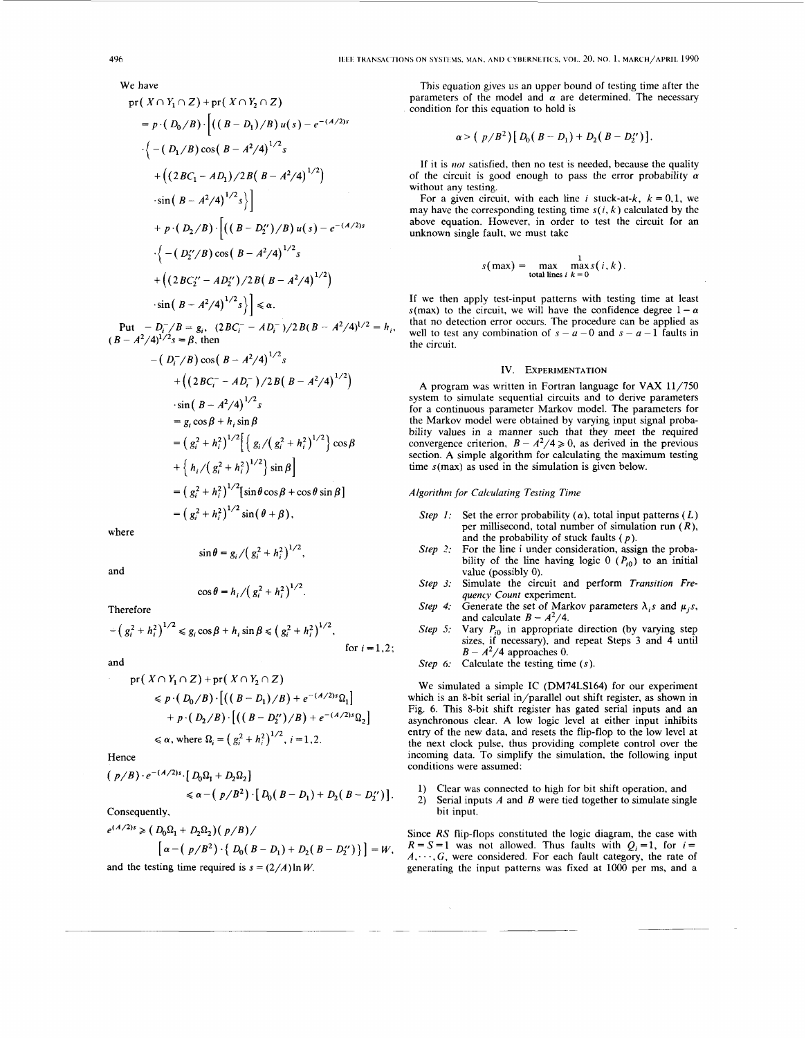We have

$$\text{pr}(X \cap Y_1 \cap Z) + \text{pr}(X \cap Y_2 \cap Z)$$
$$= p \cdot (D_0/B) \cdot \Big[\big((B - D_1)/B\big) u(s) - e^{-(A/2)s}$$
$$\cdot \Big\{ -(D_1/B)\cos\big(B - A^2/4\big)^{1/2} s$$
$$+ \big((2BC_1 - AD_1)/2B(B - A^2/4)^{1/2}\big)$$
$$\cdot \sin\big(B - A^2/4\big)^{1/2} s \Big\}\Big]$$
$$+ p \cdot (D_2/B) \cdot \Big[\big((B - D_2'')/B\big) u(s) - e^{-(A/2)s}$$
$$\cdot \Big\{ -(D_2''/B)\cos\big(B - A^2/4\big)^{1/2} s$$
$$+ \big((2BC_2'' - AD_2'')/2B(B - A^2/4)^{1/2}\big)$$
$$\cdot \sin\big(B - A^2/4\big)^{1/2} s \Big\}\Big] \leqslant \alpha.$$

Put $-D_i^-/B = g_i$, $(2BC_i^- - AD_i^-)/2B(B - A^2/4)^{1/2} = h_i$, $(B - A^2/4)^{1/2} s = \beta$, then

$$-(D_i^-/B)\cos\big(B - A^2/4\big)^{1/2} s$$
$$+ \big((2BC_i^- - AD_i^-)/2B(B - A^2/4)^{1/2}\big)$$
$$\cdot \sin\big(B - A^2/4\big)^{1/2} s$$
$$= g_i \cos\beta + h_i \sin\beta$$
$$= (g_i^2 + h_i^2)^{1/2} \Big[\big\{ g_i/(g_i^2 + h_i^2)^{1/2} \big\} \cos\beta$$
$$+ \big\{ h_i/(g_i^2 + h_i^2)^{1/2} \big\} \sin\beta \Big]$$
$$= (g_i^2 + h_i^2)^{1/2} [\sin\theta\cos\beta + \cos\theta\sin\beta]$$
$$= (g_i^2 + h_i^2)^{1/2} \sin(\theta + \beta),$$

where

$$\sin\theta = g_i/(g_i^2 + h_i^2)^{1/2},$$

and

$$\cos\theta = h_i/(g_i^2 + h_i^2)^{1/2}.$$

Therefore

$$-(g_i^2 + h_i^2)^{1/2} \leqslant g_i\cos\beta + h_i\sin\beta \leqslant (g_i^2 + h_i^2)^{1/2}, \quad \text{for } i = 1, 2;$$

and

$$\text{pr}(X \cap Y_1 \cap Z) + \text{pr}(X \cap Y_2 \cap Z)$$
$$\leqslant p \cdot (D_0/B) \cdot \big[\big((B - D_1)/B\big) + e^{-(A/2)s}\Omega_1\big]$$
$$+ p \cdot (D_2/B) \cdot \big[\big((B - D_2'')/B\big) + e^{-(A/2)s}\Omega_2\big]$$
$$\leqslant \alpha, \text{ where } \Omega_i = (g_i^2 + h_i^2)^{1/2}, \; i = 1, 2.$$

Hence

$$(p/B) \cdot e^{-(A/2)s} \cdot [D_0\Omega_1 + D_2\Omega_2]$$
$$\leqslant \alpha - (p/B^2) \cdot [D_0(B - D_1) + D_2(B - D_2'')].$$

Consequently,

$$e^{(A/2)s} \geqslant (D_0\Omega_1 + D_2\Omega_2)(p/B)/$$
$$\big[\alpha - (p/B^2) \cdot \{D_0(B - D_1) + D_2(B - D_2'')\}\big] = W,$$

and the testing time required is $s = (2/A)\ln W$.

This equation gives us an upper bound of testing time after the parameters of the model and $\alpha$ are determined. The necessary condition for this equation to hold is

$$\alpha > (p/B^2)[D_0(B - D_1) + D_2(B - D_2'')].$$

If it is *not* satisfied, then no test is needed, because the quality of the circuit is good enough to pass the error probability $\alpha$ without any testing.

For a given circuit, with each line $i$ stuck-at-$k$, $k = 0, 1$, we may have the corresponding testing time $s(i, k)$ calculated by the above equation. However, in order to test the circuit for an unknown single fault, we must take

$$s(\max) = \max_{\text{total lines } i} \; \max_{k=0}^{1} s(i, k).$$

If we then apply test-input patterns with testing time at least $s(\max)$ to the circuit, we will have the confidence degree $1 - \alpha$ that no detection error occurs. The procedure can be applied as well to test any combination of $s - a - 0$ and $s - a - 1$ faults in the circuit.

## IV. Experimentation

A program was written in Fortran language for VAX 11/750 system to simulate sequential circuits and to derive parameters for a continuous parameter Markov model. The parameters for the Markov model were obtained by varying input signal probability values in a manner such that they meet the required convergence criterion, $B - A^2/4 \geqslant 0$, as derived in the previous section. A simple algorithm for calculating the maximum testing time $s(\max)$ as used in the simulation is given below.

*Algorithm for Calculating Testing Time*

- *Step 1:* Set the error probability ($\alpha$), total input patterns ($L$) per millisecond, total number of simulation run ($R$), and the probability of stuck faults ($p$).
- *Step 2:* For the line i under consideration, assign the probability of the line having logic 0 ($P_{i0}$) to an initial value (possibly 0).
- *Step 3:* Simulate the circuit and perform *Transition Frequency Count* experiment.
- *Step 4:* Generate the set of Markov parameters $\lambda_i$s and $\mu_j$s, and calculate $B - A^2/4$.
- *Step 5:* Vary $P_{i0}$ in appropriate direction (by varying step sizes, if necessary), and repeat Steps 3 and 4 until $B - A^2/4$ approaches 0.
- *Step 6:* Calculate the testing time ($s$).

We simulated a simple IC (DM74LS164) for our experiment which is an 8-bit serial in/parallel out shift register, as shown in Fig. 6. This 8-bit shift register has gated serial inputs and an asynchronous clear. A low logic level at either input inhibits entry of the new data, and resets the flip-flop to the low level at the next clock pulse, thus providing complete control over the incoming data. To simplify the simulation, the following input conditions were assumed:

1) Clear was connected to high for bit shift operation, and
2) Serial inputs $A$ and $B$ were tied together to simulate single bit input.

Since $RS$ flip-flops constituted the logic diagram, the case with $R = S = 1$ was not allowed. Thus faults with $Q_i = 1$, for $i = A, \cdots, G$, were considered. For each fault category, the rate of generating the input patterns was fixed at 1000 per ms, and a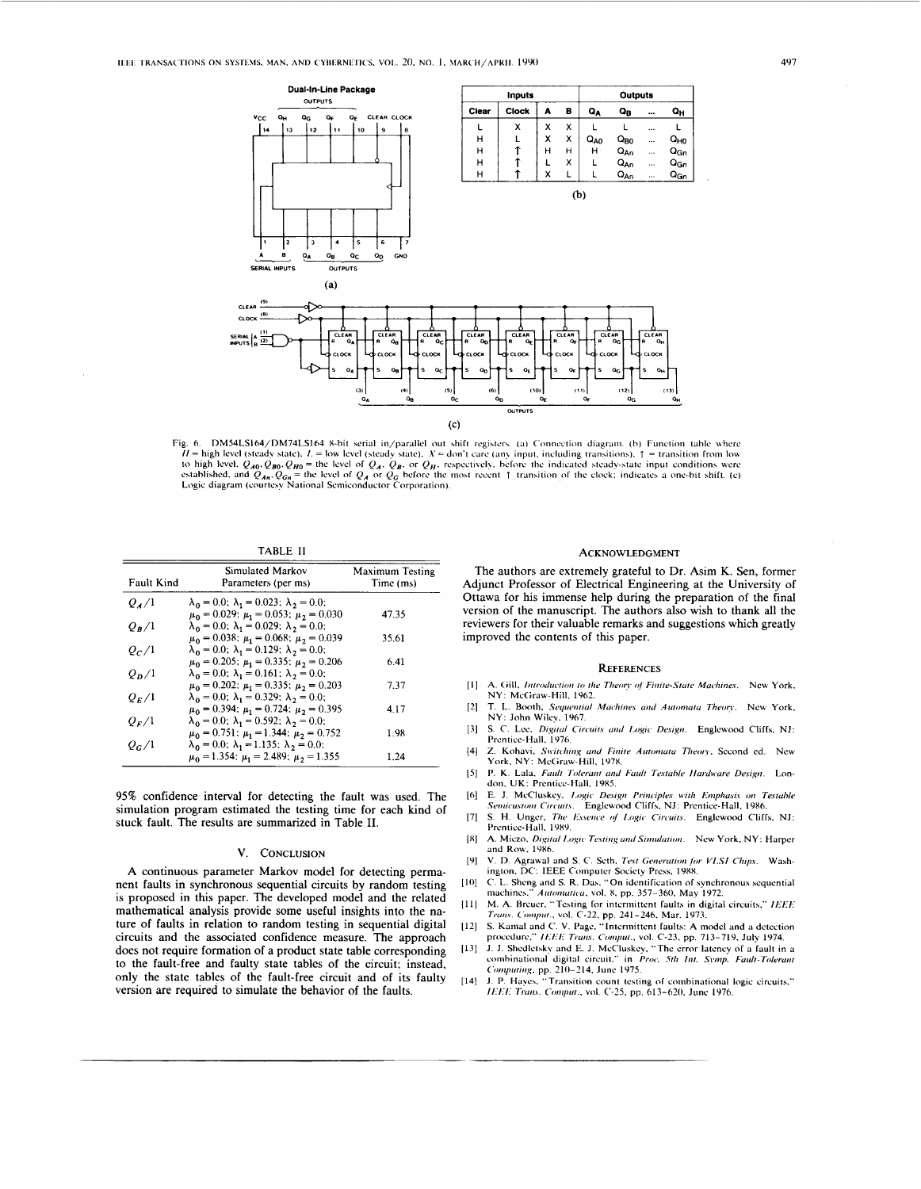| Inputs | | | | Outputs | | | |
|---|---|---|---|---|---|---|---|
| Clear | Clock | A | B | $Q_A$ | $Q_B$ | ... | $Q_H$ |
| L | X | X | X | L | L | ... | L |
| H | L | X | X | $Q_{A0}$ | $Q_{B0}$ | ... | $Q_{H0}$ |
| H | ↑ | H | H | H | $Q_{An}$ | ... | $Q_{Gn}$ |
| H | ↑ | L | X | L | $Q_{An}$ | ... | $Q_{Gn}$ |
| H | ↑ | X | L | L | $Q_{An}$ | ... | $Q_{Gn}$ |

(b)

Fig. 6. DM54LS164/DM74LS164 8-bit serial in/parallel out shift registers. (a) Connection diagram. (b) Function table where $H$ = high level (steady state), $L$ = low level (steady state), $X$ = don't care (any input, including transitions), ↑ = transition from low to high level, $Q_{A0}, Q_{B0}, Q_{H0}$ = the level of $Q_A$, $Q_B$, or $Q_H$, respectively, before the indicated steady-state input conditions were established, and $Q_{An}, Q_{Gn}$ = the level of $Q_A$ or $Q_G$ before the most recent ↑ transition of the clock; indicates a one-bit shift. (c) Logic diagram (courtesy National Semiconductor Corporation).

TABLE II

| Fault Kind | Simulated Markov Parameters (per ms) | Maximum Testing Time (ms) |
|---|---|---|
| $Q_A/1$ | $\lambda_0 = 0.0$; $\lambda_1 = 0.023$; $\lambda_2 = 0.0$; $\mu_0 = 0.029$; $\mu_1 = 0.053$; $\mu_2 = 0.030$ | 47.35 |
| $Q_B/1$ | $\lambda_0 = 0.0$; $\lambda_1 = 0.029$; $\lambda_2 = 0.0$; $\mu_0 = 0.038$; $\mu_1 = 0.068$; $\mu_2 = 0.039$ | 35.61 |
| $Q_C/1$ | $\lambda_0 = 0.0$; $\lambda_1 = 0.129$; $\lambda_2 = 0.0$; $\mu_0 = 0.205$; $\mu_1 = 0.335$; $\mu_2 = 0.206$ | 6.41 |
| $Q_D/1$ | $\lambda_0 = 0.0$; $\lambda_1 = 0.161$; $\lambda_2 = 0.0$; $\mu_0 = 0.202$; $\mu_1 = 0.335$; $\mu_2 = 0.203$ | 7.37 |
| $Q_E/1$ | $\lambda_0 = 0.0$; $\lambda_1 = 0.329$; $\lambda_2 = 0.0$; $\mu_0 = 0.394$; $\mu_1 = 0.724$; $\mu_2 = 0.395$ | 4.17 |
| $Q_F/1$ | $\lambda_0 = 0.0$; $\lambda_1 = 0.592$; $\lambda_2 = 0.0$; $\mu_0 = 0.751$; $\mu_1 = 1.344$; $\mu_2 = 0.752$ | 1.98 |
| $Q_G/1$ | $\lambda_0 = 0.0$; $\lambda_1 = 1.135$; $\lambda_2 = 0.0$; $\mu_0 = 1.354$; $\mu_1 = 2.489$; $\mu_2 = 1.355$ | 1.24 |

95% confidence interval for detecting the fault was used. The simulation program estimated the testing time for each kind of stuck fault. The results are summarized in Table II.

## V. Conclusion

A continuous parameter Markov model for detecting permanent faults in synchronous sequential circuits by random testing is proposed in this paper. The developed model and the related mathematical analysis provide some useful insights into the nature of faults in relation to random testing in sequential digital circuits and the associated confidence measure. The approach does not require formation of a product state table corresponding to the fault-free and faulty state tables of the circuit; instead, only the state tables of the fault-free circuit and of its faulty version are required to simulate the behavior of the faults.

## Acknowledgment

The authors are extremely grateful to Dr. Asim K. Sen, former Adjunct Professor of Electrical Engineering at the University of Ottawa for his immense help during the preparation of the final version of the manuscript. The authors also wish to thank all the reviewers for their valuable remarks and suggestions which greatly improved the contents of this paper.

## References

[1] A. Gill, *Introduction to the Theory of Finite-State Machines*. New York, NY: McGraw-Hill, 1962.

[2] T. L. Booth, *Sequential Machines and Automata Theory*. New York, NY: John Wiley, 1967.

[3] S. C. Lee, *Digital Circuits and Logic Design*. Englewood Cliffs, NJ: Prentice-Hall, 1976.

[4] Z. Kohavi, *Switching and Finite Automata Theory*, Second ed. New York, NY: McGraw-Hill, 1978.

[5] P. K. Lala, *Fault Tolerant and Fault Testable Hardware Design*. London, UK: Prentice-Hall, 1985.

[6] E. J. McCluskey, *Logic Design Principles with Emphasis on Testable Semicustom Circuits*. Englewood Cliffs, NJ: Prentice-Hall, 1986.

[7] S. H. Unger, *The Essence of Logic Circuits*. Englewood Cliffs, NJ: Prentice-Hall, 1989.

[8] A. Miczo, *Digital Logic Testing and Simulation*. New York, NY: Harper and Row, 1986.

[9] V. D. Agrawal and S. C. Seth, *Test Generation for VLSI Chips*. Washington, DC: IEEE Computer Society Press, 1988.

[10] C. L. Sheng and S. R. Das, "On identification of synchronous sequential machines," *Automatica*, vol. 8, pp. 357–360, May 1972.

[11] M. A. Breuer, "Testing for intermittent faults in digital circuits," *IEEE Trans. Comput.*, vol. C-22, pp. 241–246, Mar. 1973.

[12] S. Kamal and C. V. Page, "Intermittent faults: A model and a detection procedure," *IEEE Trans. Comput.*, vol. C-23, pp. 713–719, July 1974.

[13] J. J. Shedletsky and E. J. McCluskey, "The error latency of a fault in a combinational digital circuit," in *Proc. 5th Int. Symp. Fault-Tolerant Computing*, pp. 210–214, June 1975.

[14] J. P. Hayes, "Transition count testing of combinational logic circuits," *IEEE Trans. Comput.*, vol. C-25, pp. 613–620, June 1976.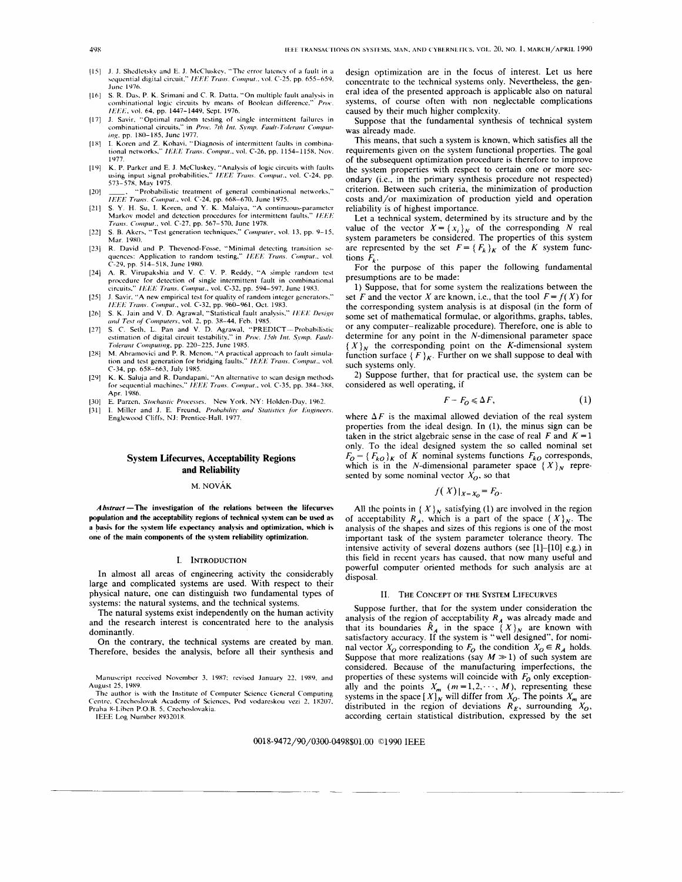[15] J. J. Shedletsky and E. J. McCluskey, "The error latency of a fault in a sequential digital circuit," *IEEE Trans. Comput.*, vol. C-25, pp. 655–659, June 1976.

[16] S. R. Das, P. K. Srimani and C. R. Datta, "On multiple fault analysis in combinational logic circuits by means of Boolean difference," *Proc. IEEE*, vol. 64, pp. 1447–1449, Sept. 1976.

[17] J. Savir, "Optimal random testing of single intermittent failures in combinational circuits," in *Proc. 7th Int. Symp. Fault-Tolerant Computing*, pp. 180–185, June 1977.

[18] I. Koren and Z. Kohavi, "Diagnosis of intermittent faults in combinational networks," *IEEE Trans. Comput.*, vol. C-26, pp. 1154–1158, Nov. 1977.

[19] K. P. Parker and E. J. McCluskey, "Analysis of logic circuits with faults using input signal probabilities," *IEEE Trans. Comput.*, vol. C-24, pp. 573–578, May 1975.

[20] ——, "Probabilistic treatment of general combinational networks," *IEEE Trans. Comput.*, vol. C-24, pp. 668–670, June 1975.

[21] S. Y. H. Su, I. Koren, and Y. K. Malaiya, "A continuous-parameter Markov model and detection procedures for intermittent faults," *IEEE Trans. Comput.*, vol. C-27, pp. 567–570, June 1978.

[22] S. B. Akers, "Test generation techniques," *Computer*, vol. 13, pp. 9–15, Mar. 1980.

[23] R. David and P. Thevenod-Fosse, "Minimal detecting transition sequences: Application to random testing," *IEEE Trans. Comput.*, vol. C-29, pp. 514–518, June 1980.

[24] A. R. Virupakshia and V. C. V. P. Reddy, "A simple random test procedure for detection of single intermittent fault in combinational circuits," *IEEE Trans. Comput.*, vol. C-32, pp. 594–597, June 1983.

[25] J. Savir, "A new empirical test for quality of random integer generators," *IEEE Trans. Comput.*, vol. C-32, pp. 960–961, Oct. 1983.

[26] S. K. Jain and V. D. Agrawal, "Statistical fault analysis," *IEEE Design and Test of Computers*, vol. 2, pp. 38–44, Feb. 1985.

[27] S. C. Seth, L. Pan and V. D. Agrawal, "PREDICT—Probabilistic estimation of digital circuit testability," in *Proc. 15th Int. Symp. Fault-Tolerant Computing*, pp. 220–225, June 1985.

[28] M. Abramovici and P. R. Menon, "A practical approach to fault simulation and test generation for bridging faults," *IEEE Trans. Comput.*, vol. C-34, pp. 658–663, July 1985.

[29] K. K. Saluja and R. Dandapani, "An alternative to scan design methods for sequential machines," *IEEE Trans. Comput.*, vol. C-35, pp. 384–388, Apr. 1986.

[30] E. Parzen, *Stochastic Processes*. New York, NY: Holden-Day, 1962.

[31] I. Miller and J. E. Freund, *Probability and Statistics for Engineers*. Englewood Cliffs, NJ: Prentice-Hall, 1977.

# System Lifecurves, Acceptability Regions and Reliability

M. NOVÁK

***Abstract*—The investigation of the relations between the lifecurves population and the acceptability regions of technical system can be used as a basis for the system life expectancy analysis and optimization, which is one of the main components of the system reliability optimization.**

## I. INTRODUCTION

In almost all areas of engineering activity the considerably large and complicated systems are used. With respect to their physical nature, one can distinguish two fundamental types of systems: the natural systems, and the technical systems.

The natural systems exist independently on the human activity and the research interest is concentrated here to the analysis dominantly.

On the contrary, the technical systems are created by man. Therefore, besides the analysis, before all their synthesis and design optimization are in the focus of interest. Let us here concentrate to the technical systems only. Nevertheless, the general idea of the presented approach is applicable also on natural systems, of course often with non neglectable complications caused by their much higher complexity.

Suppose that the fundamental synthesis of technical system was already made.

This means, that such a system is known, which satisfies all the requirements given on the system functional properties. The goal of the subsequent optimization procedure is therefore to improve the system properties with respect to certain one or more secondary (i.e., in the primary synthesis procedure not respected) criterion. Between such criteria, the minimization of production costs and/or maximization of production yield and operation reliability is of highest importance.

Let a technical system, determined by its structure and by the value of the vector $X = \{x_i\}_N$ of the corresponding $N$ real system parameters be considered. The properties of this system are represented by the set $F = \{F_k\}_K$ of the $K$ system functions $F_k$.

For the purpose of this paper the following fundamental presumptions are to be made:

1) Suppose, that for some system the realizations between the set $F$ and the vector $X$ are known, i.e., that the tool $F = f(X)$ for the corresponding system analysis is at disposal (in the form of some set of mathematical formulae, or algorithms, graphs, tables, or any computer-realizable procedure). Therefore, one is able to determine for any point in the $N$-dimensional parameter space $\{X\}_N$ the corresponding point on the $K$-dimensional system function surface $\{F\}_K$. Further on we shall suppose to deal with such systems only.

2) Suppose further, that for practical use, the system can be considered as well operating, if

$$F - F_O \leqslant \Delta F, \tag{1}$$

where $\Delta F$ is the maximal allowed deviation of the real system properties from the ideal design. In (1), the minus sign can be taken in the strict algebraic sense in the case of real $F$ and $K = 1$ only. To the ideal designed system the so called nominal set $F_O = \{F_{kO}\}_K$ of $K$ nominal systems functions $F_{kO}$ corresponds, which is in the $N$-dimensional parameter space $\{X\}_N$ represented by some nominal vector $X_O$, so that

$$f(X)|_{X = X_O} = F_O.$$

All the points in $\{X\}_N$ satisfying (1) are involved in the region of acceptability $R_A$, which is a part of the space $\{X\}_N$. The analysis of the shapes and sizes of this regions is one of the most important task of the system parameter tolerance theory. The intensive activity of several dozens authors (see [1]–[10] e.g.) in this field in recent years has caused, that now many useful and powerful computer oriented methods for such analysis are at disposal.

## II. THE CONCEPT OF THE SYSTEM LIFECURVES

Suppose further, that for the system under consideration the analysis of the region of acceptability $R_A$ was already made and that its boundaries $\hat{R}_A$ in the space $\{X\}_N$ are known with satisfactory accuracy. If the system is "well designed", for nominal vector $X_O$ corresponding to $F_O$ the condition $X_O \in R_A$ holds. Suppose that more realizations (say $M \gg 1$) of such system are considered. Because of the manufacturing imperfections, the properties of these systems will coincide with $F_O$ only exceptionally and the points $X_m$ $(m = 1, 2, \cdots, M)$, representing these systems in the space $[X]_N$ will differ from $X_O$. The points $X_m$ are distributed in the region of deviations $R_E$, surrounding $X_O$, according certain statistical distribution, expressed by the set

Manuscript received November 3, 1987; revised January 22, 1989, and August 25, 1989.

The author is with the Institute of Computer Science General Computing Centre, Czechoslovak Academy of Sciences, Pod vodarenskou vezi 2, 18207, Praha 8-Liben P.O.B. 5, Czechoslovakia.

IEEE Log Number 8932018.

0018-9472/90/0300-0498$01.00 ©1990 IEEE